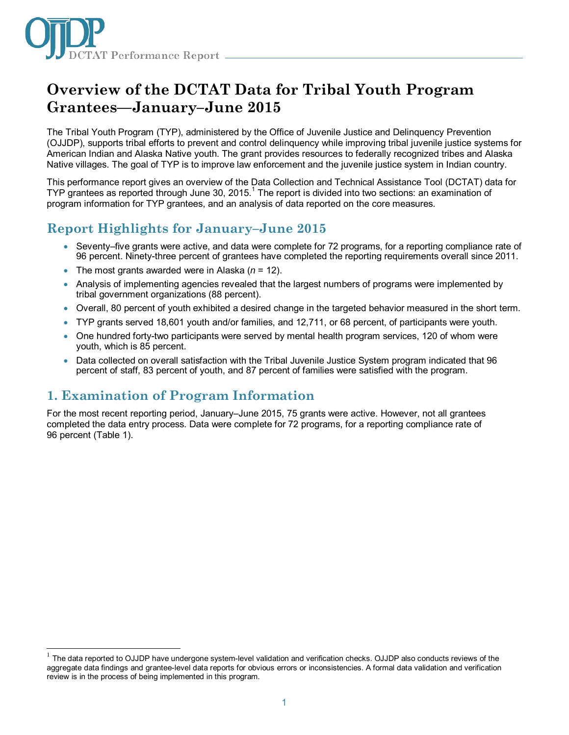# Overview of the DCTAT Data for Tribal Youth Program Grantees—January–June 2015

The Tribal Youth Program (TYP), administered by the Office of Juvenile Justice and Delinquency Prevention (OJJDP), supports tribal efforts to prevent and control delinquency while improving tribal juvenile justice systems for American Indian and Alaska Native youth. The grant provides resources to federally recognized tribes and Alaska Native villages. The goal of TYP is to improve law enforcement and the juvenile justice system in Indian country.

This performance report gives an overview of the Data Collection and Technical Assistance Tool (DCTAT) data for TYP grantees as reported through June 30, 2015.[1] The report is divided into two sections: an examination of program information for TYP grantees, and an analysis of data reported on the core measures.

## Report Highlights for January–June 2015

- Seventy–five grants were active, and data were complete for 72 programs, for a reporting compliance rate of 96 percent. Ninety-three percent of grantees have completed the reporting requirements overall since 2011.
- The most grants awarded were in Alaska (*n* = 12).
- Analysis of implementing agencies revealed that the largest numbers of programs were implemented by tribal government organizations (88 percent).
- Overall, 80 percent of youth exhibited a desired change in the targeted behavior measured in the short term.
- TYP grants served 18,601 youth and/or families, and 12,711, or 68 percent, of participants were youth.
- One hundred forty-two participants were served by mental health program services, 120 of whom were youth, which is 85 percent.
- Data collected on overall satisfaction with the Tribal Juvenile Justice System program indicated that 96 percent of staff, 83 percent of youth, and 87 percent of families were satisfied with the program.

## 1. Examination of Program Information

For the most recent reporting period, January–June 2015, 75 grants were active. However, not all grantees completed the data entry process. Data were complete for 72 programs, for a reporting compliance rate of 96 percent (Table 1).

[1] The data reported to OJJDP have undergone system-level validation and verification checks. OJJDP also conducts reviews of the aggregate data findings and grantee-level data reports for obvious errors or inconsistencies. A formal data validation and verification review is in the process of being implemented in this program.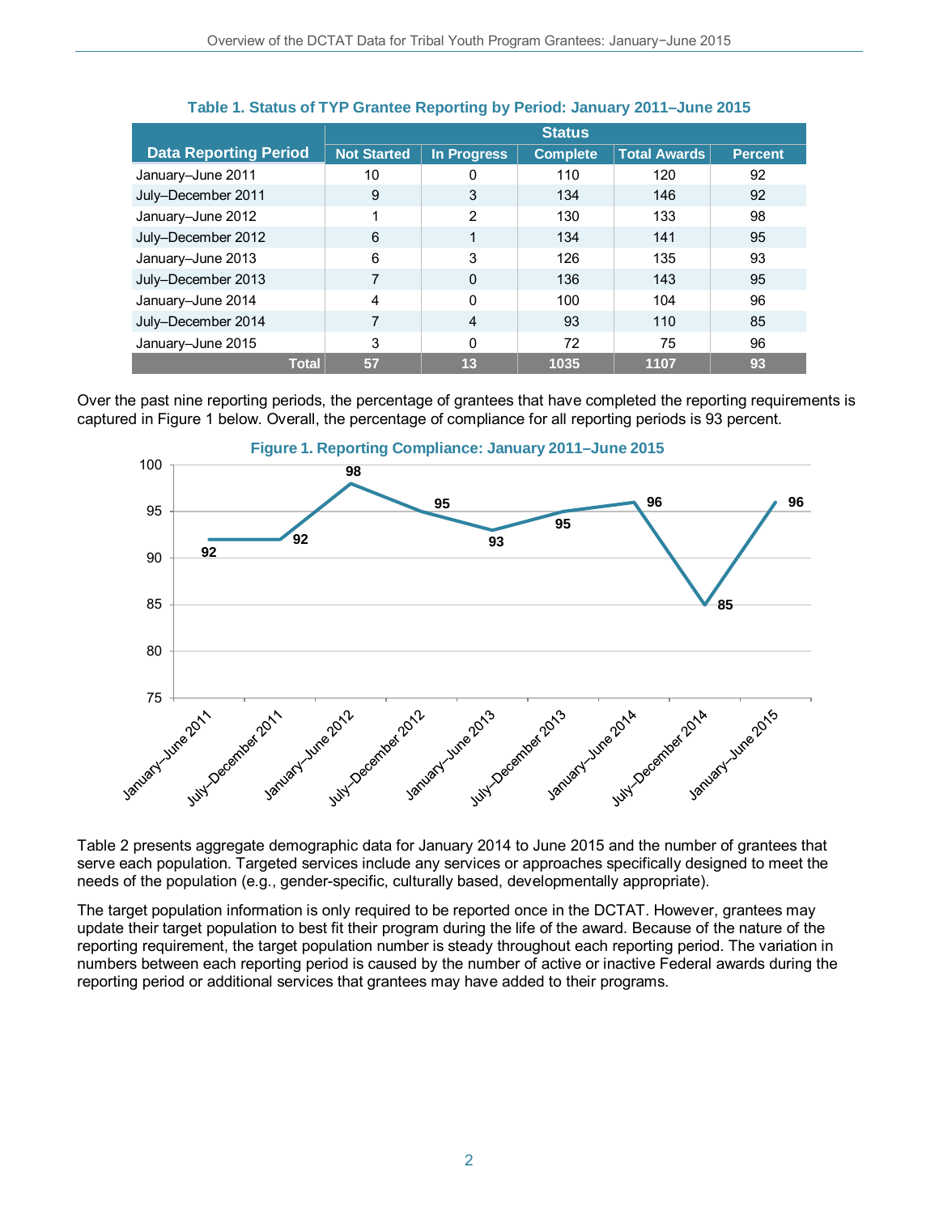**Table 1. Status of TYP Grantee Reporting by Period: January 2011–June 2015**

| Data Reporting Period | Status | | | | |
|---|---|---|---|---|---|
| | Not Started | In Progress | Complete | Total Awards | Percent |
| January–June 2011 | 10 | 0 | 110 | 120 | 92 |
| July–December 2011 | 9 | 3 | 134 | 146 | 92 |
| January–June 2012 | 1 | 2 | 130 | 133 | 98 |
| July–December 2012 | 6 | 1 | 134 | 141 | 95 |
| January–June 2013 | 6 | 3 | 126 | 135 | 93 |
| July–December 2013 | 7 | 0 | 136 | 143 | 95 |
| January–June 2014 | 4 | 0 | 100 | 104 | 96 |
| July–December 2014 | 7 | 4 | 93 | 110 | 85 |
| January–June 2015 | 3 | 0 | 72 | 75 | 96 |
| **Total** | **57** | **13** | **1035** | **1107** | **93** |

Over the past nine reporting periods, the percentage of grantees that have completed the reporting requirements is captured in Figure 1 below. Overall, the percentage of compliance for all reporting periods is 93 percent.

**Figure 1. Reporting Compliance: January 2011–June 2015**

| Reporting Period | Percent |
|---|---|
| January–June 2011 | 92 |
| July–December 2011 | 92 |
| January–June 2012 | 98 |
| July–December 2012 | 95 |
| January–June 2013 | 93 |
| July–December 2013 | 95 |
| January–June 2014 | 96 |
| July–December 2014 | 85 |
| January–June 2015 | 96 |

Table 2 presents aggregate demographic data for January 2014 to June 2015 and the number of grantees that serve each population. Targeted services include any services or approaches specifically designed to meet the needs of the population (e.g., gender-specific, culturally based, developmentally appropriate).

The target population information is only required to be reported once in the DCTAT. However, grantees may update their target population to best fit their program during the life of the award. Because of the nature of the reporting requirement, the target population number is steady throughout each reporting period. The variation in numbers between each reporting period is caused by the number of active or inactive Federal awards during the reporting period or additional services that grantees may have added to their programs.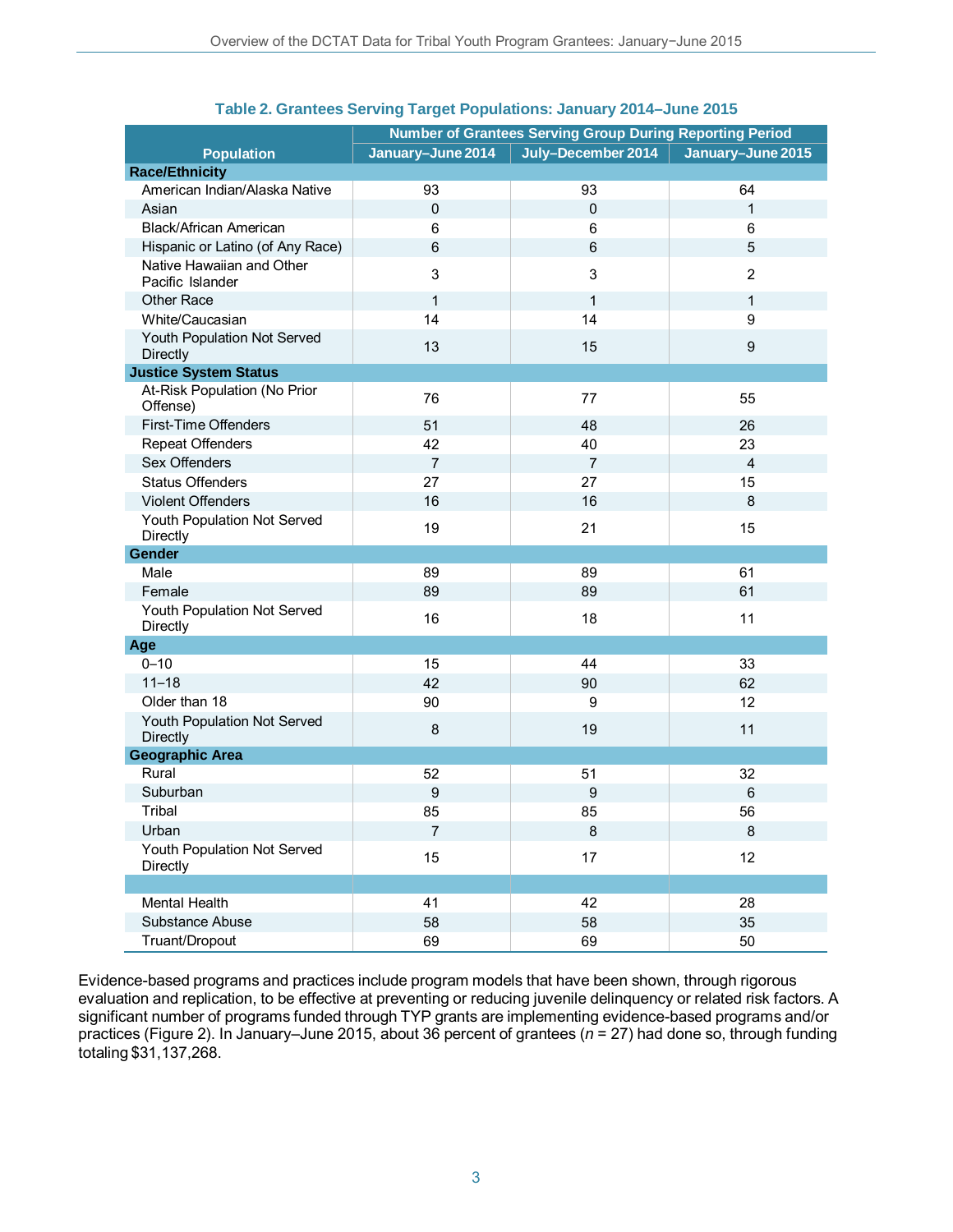**Table 2. Grantees Serving Target Populations: January 2014–June 2015**

| Population | Number of Grantees Serving Group During Reporting Period | | |
|---|---|---|---|
| | January–June 2014 | July–December 2014 | January–June 2015 |
| **Race/Ethnicity** | | | |
| American Indian/Alaska Native | 93 | 93 | 64 |
| Asian | 0 | 0 | 1 |
| Black/African American | 6 | 6 | 6 |
| Hispanic or Latino (of Any Race) | 6 | 6 | 5 |
| Native Hawaiian and Other Pacific Islander | 3 | 3 | 2 |
| Other Race | 1 | 1 | 1 |
| White/Caucasian | 14 | 14 | 9 |
| Youth Population Not Served Directly | 13 | 15 | 9 |
| **Justice System Status** | | | |
| At-Risk Population (No Prior Offense) | 76 | 77 | 55 |
| First-Time Offenders | 51 | 48 | 26 |
| Repeat Offenders | 42 | 40 | 23 |
| Sex Offenders | 7 | 7 | 4 |
| Status Offenders | 27 | 27 | 15 |
| Violent Offenders | 16 | 16 | 8 |
| Youth Population Not Served Directly | 19 | 21 | 15 |
| **Gender** | | | |
| Male | 89 | 89 | 61 |
| Female | 89 | 89 | 61 |
| Youth Population Not Served Directly | 16 | 18 | 11 |
| **Age** | | | |
| 0–10 | 15 | 44 | 33 |
| 11–18 | 42 | 90 | 62 |
| Older than 18 | 90 | 9 | 12 |
| Youth Population Not Served Directly | 8 | 19 | 11 |
| **Geographic Area** | | | |
| Rural | 52 | 51 | 32 |
| Suburban | 9 | 9 | 6 |
| Tribal | 85 | 85 | 56 |
| Urban | 7 | 8 | 8 |
| Youth Population Not Served Directly | 15 | 17 | 12 |
| | | | |
| Mental Health | 41 | 42 | 28 |
| Substance Abuse | 58 | 58 | 35 |
| Truant/Dropout | 69 | 69 | 50 |

Evidence-based programs and practices include program models that have been shown, through rigorous evaluation and replication, to be effective at preventing or reducing juvenile delinquency or related risk factors. A significant number of programs funded through TYP grants are implementing evidence-based programs and/or practices (Figure 2). In January–June 2015, about 36 percent of grantees ($n$ = 27) had done so, through funding totaling $31,137,268.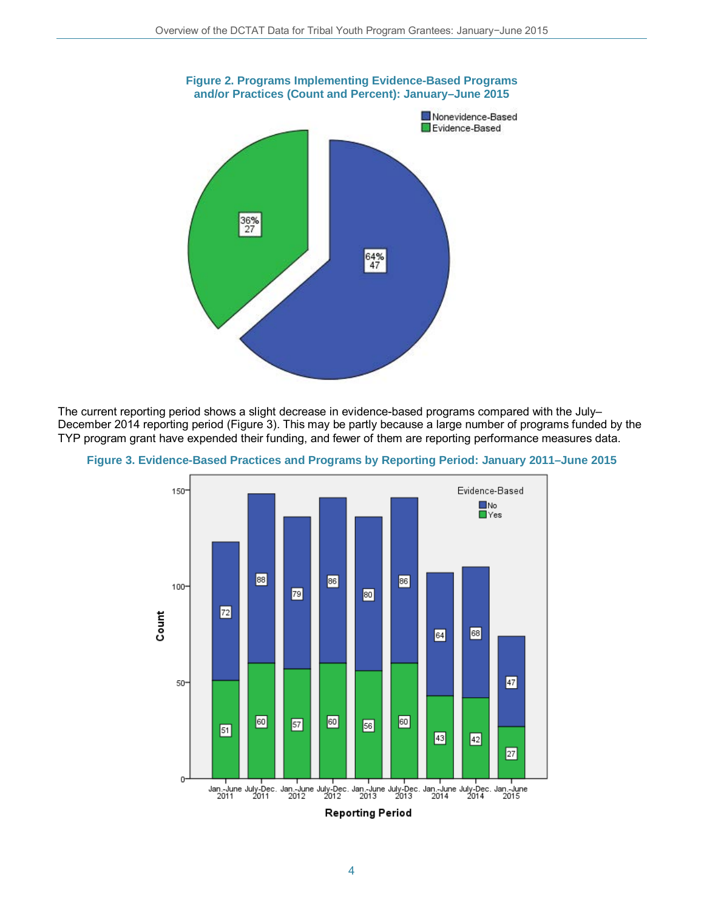**Figure 2. Programs Implementing Evidence-Based Programs and/or Practices (Count and Percent): January–June 2015**

The current reporting period shows a slight decrease in evidence-based programs compared with the July–December 2014 reporting period (Figure 3). This may be partly because a large number of programs funded by the TYP program grant have expended their funding, and fewer of them are reporting performance measures data.

**Figure 3. Evidence-Based Practices and Programs by Reporting Period: January 2011–June 2015**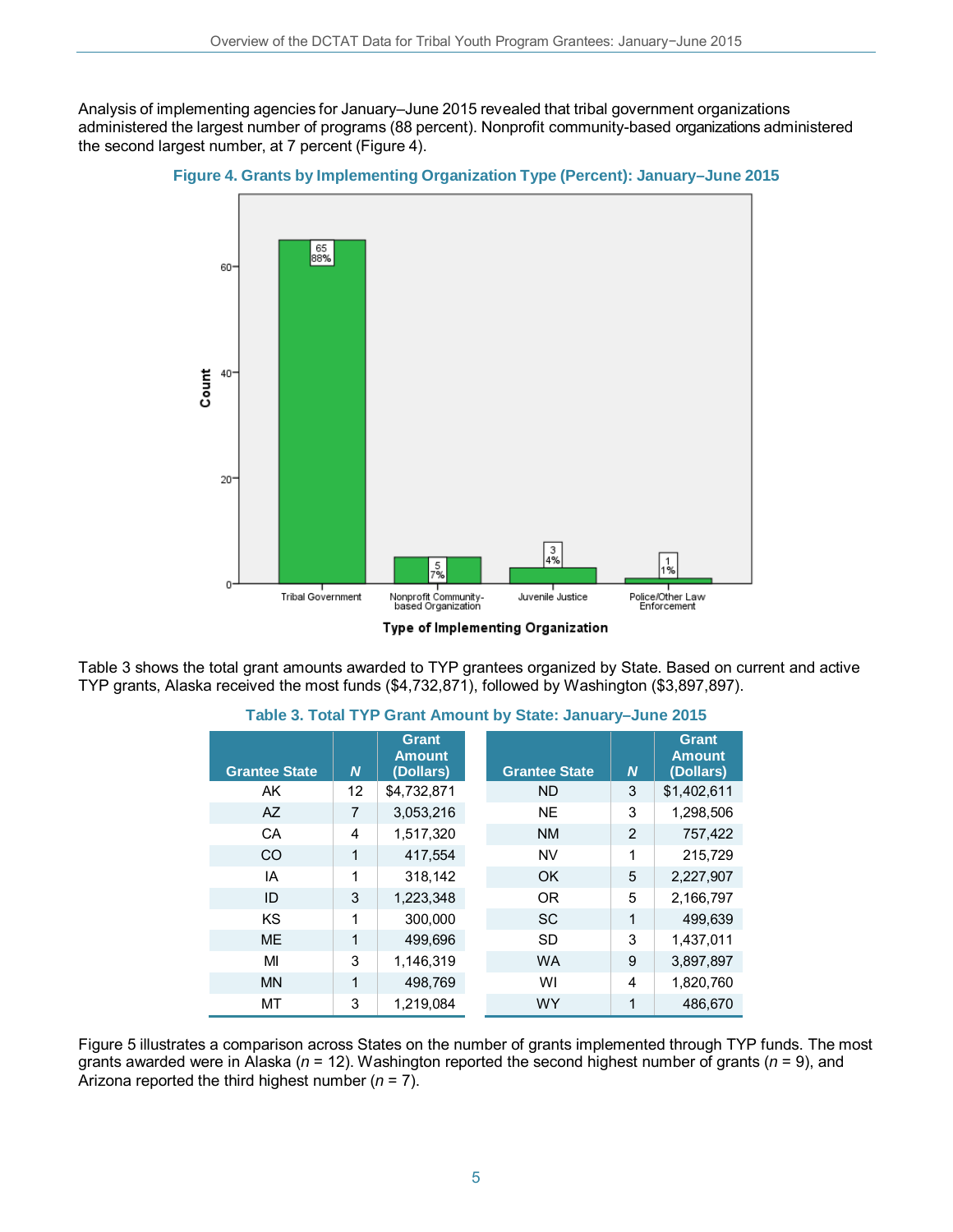Analysis of implementing agencies for January–June 2015 revealed that tribal government organizations administered the largest number of programs (88 percent). Nonprofit community-based organizations administered the second largest number, at 7 percent (Figure 4).

**Figure 4. Grants by Implementing Organization Type (Percent): January–June 2015**

| Type of Implementing Organization | Count | Percent |
|---|---|---|
| Tribal Government | 65 | 88% |
| Nonprofit Community-based Organization | 5 | 7% |
| Juvenile Justice | 3 | 4% |
| Police/Other Law Enforcement | 1 | 1% |

Table 3 shows the total grant amounts awarded to TYP grantees organized by State. Based on current and active TYP grants, Alaska received the most funds ($4,732,871), followed by Washington ($3,897,897).

**Table 3. Total TYP Grant Amount by State: January–June 2015**

| Grantee State | *N* | Grant Amount (Dollars) | Grantee State | *N* | Grant Amount (Dollars) |
|---|---|---|---|---|---|
| AK | 12 | $4,732,871 | ND | 3 | $1,402,611 |
| AZ | 7 | 3,053,216 | NE | 3 | 1,298,506 |
| CA | 4 | 1,517,320 | NM | 2 | 757,422 |
| CO | 1 | 417,554 | NV | 1 | 215,729 |
| IA | 1 | 318,142 | OK | 5 | 2,227,907 |
| ID | 3 | 1,223,348 | OR | 5 | 2,166,797 |
| KS | 1 | 300,000 | SC | 1 | 499,639 |
| ME | 1 | 499,696 | SD | 3 | 1,437,011 |
| MI | 3 | 1,146,319 | WA | 9 | 3,897,897 |
| MN | 1 | 498,769 | WI | 4 | 1,820,760 |
| MT | 3 | 1,219,084 | WY | 1 | 486,670 |

Figure 5 illustrates a comparison across States on the number of grants implemented through TYP funds. The most grants awarded were in Alaska (*n* = 12). Washington reported the second highest number of grants (*n* = 9), and Arizona reported the third highest number (*n* = 7).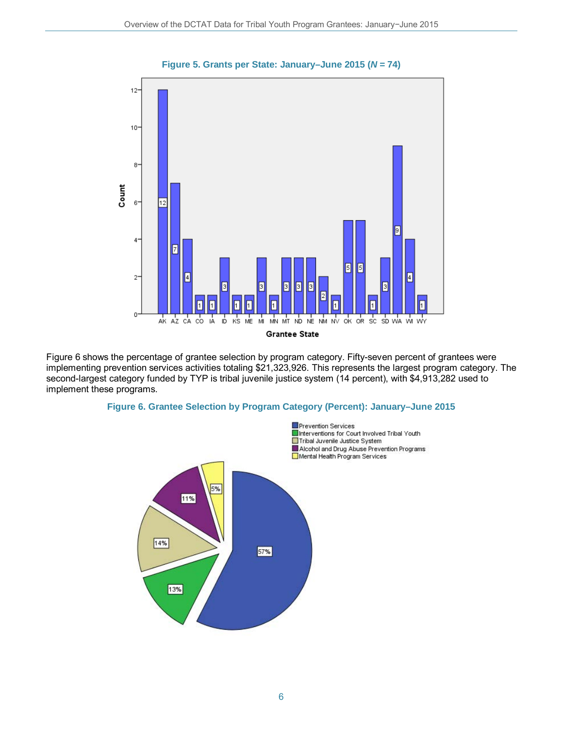**Figure 5. Grants per State: January–June 2015 (*N* = 74)**

| Grantee State | Count |
|---|---|
| AK | 12 |
| AZ | 7 |
| CA | 4 |
| CO | 1 |
| IA | 1 |
| ID | 3 |
| KS | 1 |
| ME | 1 |
| MI | 3 |
| MN | 1 |
| MT | 3 |
| ND | 3 |
| NE | 3 |
| NM | 2 |
| NV | 1 |
| OK | 5 |
| OR | 5 |
| SC | 1 |
| SD | 3 |
| WA | 9 |
| WI | 4 |
| WY | 1 |

Figure 6 shows the percentage of grantee selection by program category. Fifty-seven percent of grantees were implementing prevention services activities totaling $21,323,926. This represents the largest program category. The second-largest category funded by TYP is tribal juvenile justice system (14 percent), with $4,913,282 used to implement these programs.

**Figure 6. Grantee Selection by Program Category (Percent): January–June 2015**

| Program Category | Percent |
|---|---|
| Prevention Services | 57% |
| Interventions for Court Involved Tribal Youth | 13% |
| Tribal Juvenile Justice System | 14% |
| Alcohol and Drug Abuse Prevention Programs | 11% |
| Mental Health Program Services | 5% |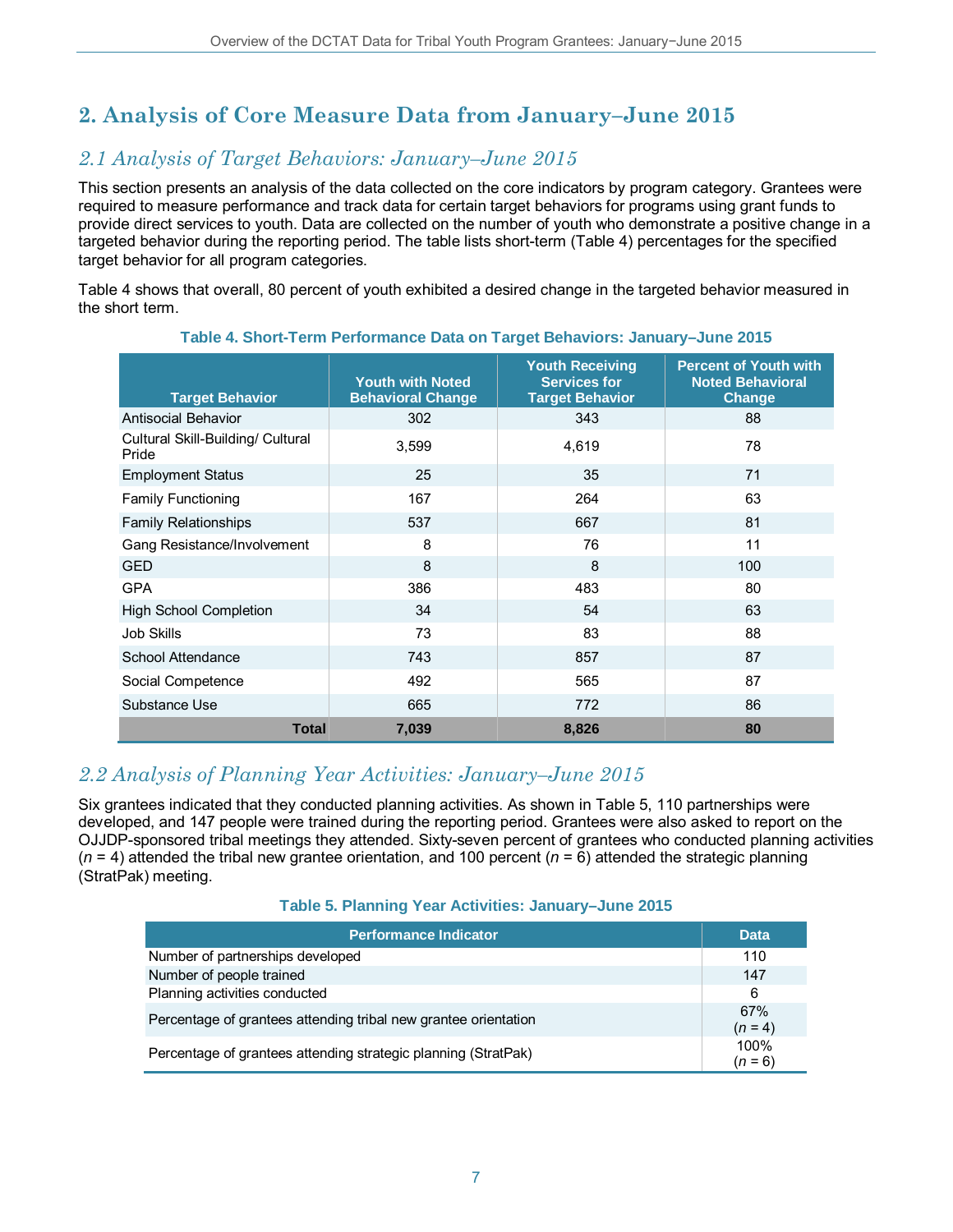# 2. Analysis of Core Measure Data from January–June 2015

## *2.1 Analysis of Target Behaviors: January–June 2015*

This section presents an analysis of the data collected on the core indicators by program category. Grantees were required to measure performance and track data for certain target behaviors for programs using grant funds to provide direct services to youth. Data are collected on the number of youth who demonstrate a positive change in a targeted behavior during the reporting period. The table lists short-term (Table 4) percentages for the specified target behavior for all program categories.

Table 4 shows that overall, 80 percent of youth exhibited a desired change in the targeted behavior measured in the short term.

**Table 4. Short-Term Performance Data on Target Behaviors: January–June 2015**

| Target Behavior | Youth with Noted Behavioral Change | Youth Receiving Services for Target Behavior | Percent of Youth with Noted Behavioral Change |
|---|---|---|---|
| Antisocial Behavior | 302 | 343 | 88 |
| Cultural Skill-Building/ Cultural Pride | 3,599 | 4,619 | 78 |
| Employment Status | 25 | 35 | 71 |
| Family Functioning | 167 | 264 | 63 |
| Family Relationships | 537 | 667 | 81 |
| Gang Resistance/Involvement | 8 | 76 | 11 |
| GED | 8 | 8 | 100 |
| GPA | 386 | 483 | 80 |
| High School Completion | 34 | 54 | 63 |
| Job Skills | 73 | 83 | 88 |
| School Attendance | 743 | 857 | 87 |
| Social Competence | 492 | 565 | 87 |
| Substance Use | 665 | 772 | 86 |
| **Total** | **7,039** | **8,826** | **80** |

## *2.2 Analysis of Planning Year Activities: January–June 2015*

Six grantees indicated that they conducted planning activities. As shown in Table 5, 110 partnerships were developed, and 147 people were trained during the reporting period. Grantees were also asked to report on the OJJDP-sponsored tribal meetings they attended. Sixty-seven percent of grantees who conducted planning activities ($n = 4$) attended the tribal new grantee orientation, and 100 percent ($n = 6$) attended the strategic planning (StratPak) meeting.

**Table 5. Planning Year Activities: January–June 2015**

| Performance Indicator | Data |
|---|---|
| Number of partnerships developed | 110 |
| Number of people trained | 147 |
| Planning activities conducted | 6 |
| Percentage of grantees attending tribal new grantee orientation | 67% ($n = 4$) |
| Percentage of grantees attending strategic planning (StratPak) | 100% ($n = 6$) |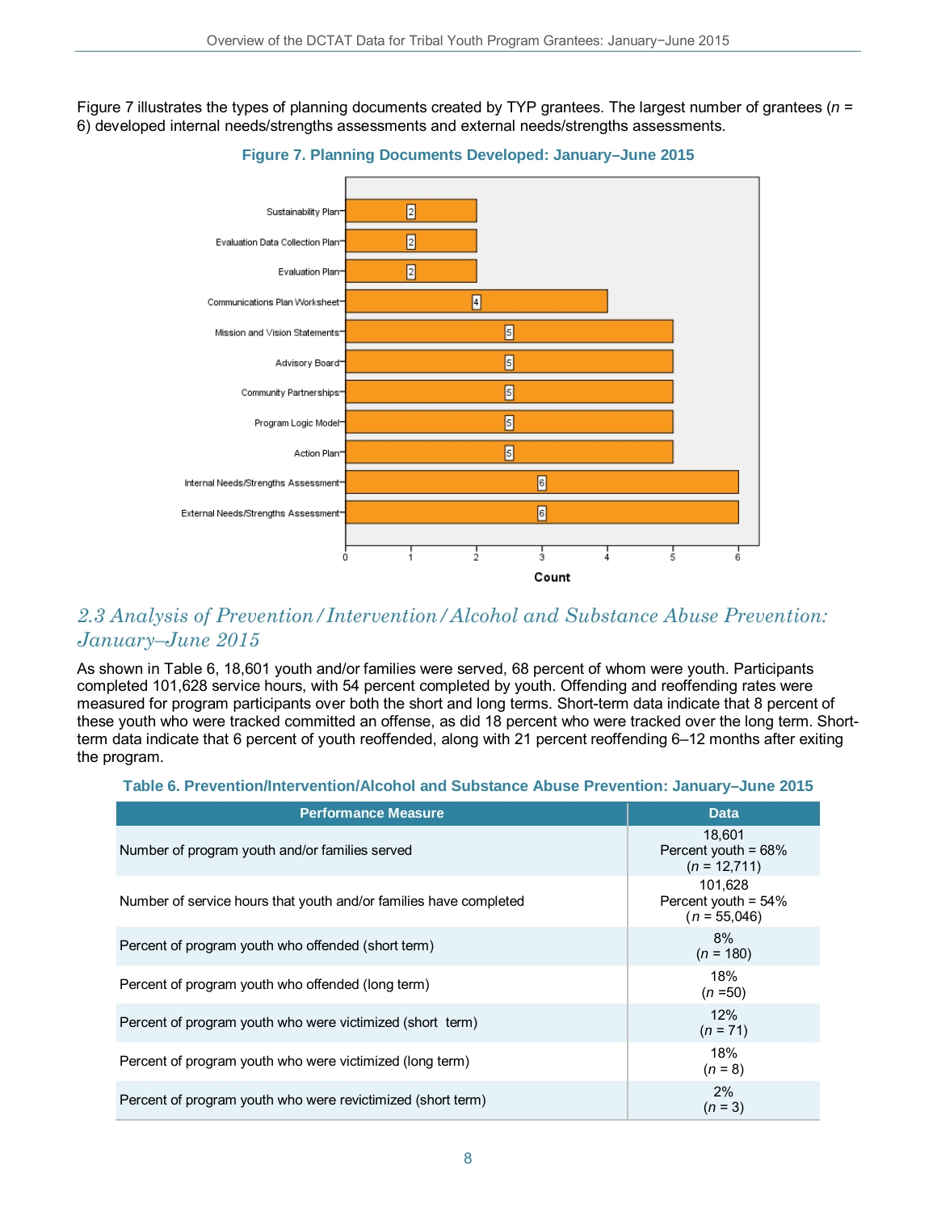Figure 7 illustrates the types of planning documents created by TYP grantees. The largest number of grantees ($n$ = 6) developed internal needs/strengths assessments and external needs/strengths assessments.

**Figure 7. Planning Documents Developed: January–June 2015**

| Planning Document | Count |
|---|---|
| Sustainability Plan | 2 |
| Evaluation Data Collection Plan | 2 |
| Evaluation Plan | 2 |
| Communications Plan Worksheet | 4 |
| Mission and Vision Statements | 5 |
| Advisory Board | 5 |
| Community Partnerships | 5 |
| Program Logic Model | 5 |
| Action Plan | 5 |
| Internal Needs/Strengths Assessment | 6 |
| External Needs/Strengths Assessment | 6 |

## *2.3 Analysis of Prevention/Intervention/Alcohol and Substance Abuse Prevention: January–June 2015*

As shown in Table 6, 18,601 youth and/or families were served, 68 percent of whom were youth. Participants completed 101,628 service hours, with 54 percent completed by youth. Offending and reoffending rates were measured for program participants over both the short and long terms. Short-term data indicate that 8 percent of these youth who were tracked committed an offense, as did 18 percent who were tracked over the long term. Short-term data indicate that 6 percent of youth reoffended, along with 21 percent reoffending 6–12 months after exiting the program.

**Table 6. Prevention/Intervention/Alcohol and Substance Abuse Prevention: January–June 2015**

| Performance Measure | Data |
|---|---|
| Number of program youth and/or families served | 18,601<br>Percent youth = 68%<br>($n$ = 12,711) |
| Number of service hours that youth and/or families have completed | 101,628<br>Percent youth = 54%<br>($n$ = 55,046) |
| Percent of program youth who offended (short term) | 8%<br>($n$ = 180) |
| Percent of program youth who offended (long term) | 18%<br>($n$ =50) |
| Percent of program youth who were victimized (short term) | 12%<br>($n$ = 71) |
| Percent of program youth who were victimized (long term) | 18%<br>($n$ = 8) |
| Percent of program youth who were revictimized (short term) | 2%<br>($n$ = 3) |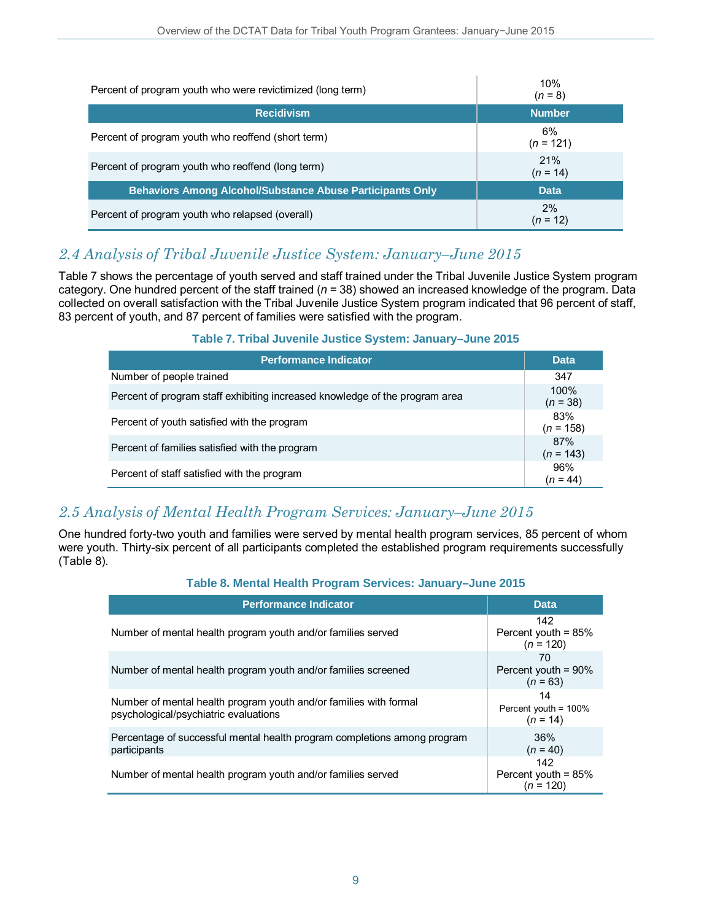| | |
|---|---|
| Percent of program youth who were revictimized (long term) | 10% (*n* = 8) |
| **Recidivism** | **Number** |
| Percent of program youth who reoffend (short term) | 6% (*n* = 121) |
| Percent of program youth who reoffend (long term) | 21% (*n* = 14) |
| **Behaviors Among Alcohol/Substance Abuse Participants Only** | **Data** |
| Percent of program youth who relapsed (overall) | 2% (*n* = 12) |

## 2.4 Analysis of Tribal Juvenile Justice System: January–June 2015

Table 7 shows the percentage of youth served and staff trained under the Tribal Juvenile Justice System program category. One hundred percent of the staff trained (*n* = 38) showed an increased knowledge of the program. Data collected on overall satisfaction with the Tribal Juvenile Justice System program indicated that 96 percent of staff, 83 percent of youth, and 87 percent of families were satisfied with the program.

**Table 7. Tribal Juvenile Justice System: January–June 2015**

| Performance Indicator | Data |
|---|---|
| Number of people trained | 347 |
| Percent of program staff exhibiting increased knowledge of the program area | 100% (*n* = 38) |
| Percent of youth satisfied with the program | 83% (*n* = 158) |
| Percent of families satisfied with the program | 87% (*n* = 143) |
| Percent of staff satisfied with the program | 96% (*n* = 44) |

## 2.5 Analysis of Mental Health Program Services: January–June 2015

One hundred forty-two youth and families were served by mental health program services, 85 percent of whom were youth. Thirty-six percent of all participants completed the established program requirements successfully (Table 8).

**Table 8. Mental Health Program Services: January–June 2015**

| Performance Indicator | Data |
|---|---|
| Number of mental health program youth and/or families served | 142 Percent youth = 85% (*n* = 120) |
| Number of mental health program youth and/or families screened | 70 Percent youth = 90% (*n* = 63) |
| Number of mental health program youth and/or families with formal psychological/psychiatric evaluations | 14 Percent youth = 100% (*n* = 14) |
| Percentage of successful mental health program completions among program participants | 36% (*n* = 40) |
| Number of mental health program youth and/or families served | 142 Percent youth = 85% (*n* = 120) |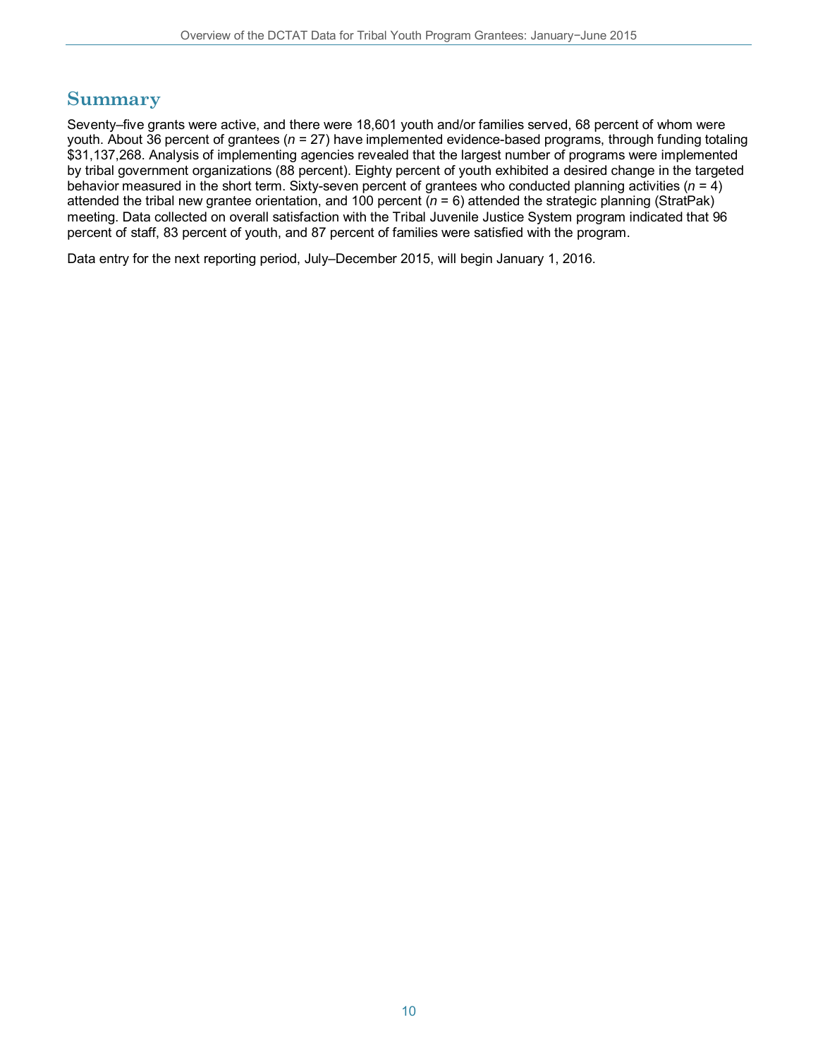## Summary

Seventy–five grants were active, and there were 18,601 youth and/or families served, 68 percent of whom were youth. About 36 percent of grantees (*n* = 27) have implemented evidence-based programs, through funding totaling $31,137,268. Analysis of implementing agencies revealed that the largest number of programs were implemented by tribal government organizations (88 percent). Eighty percent of youth exhibited a desired change in the targeted behavior measured in the short term. Sixty-seven percent of grantees who conducted planning activities (*n* = 4) attended the tribal new grantee orientation, and 100 percent (*n* = 6) attended the strategic planning (StratPak) meeting. Data collected on overall satisfaction with the Tribal Juvenile Justice System program indicated that 96 percent of staff, 83 percent of youth, and 87 percent of families were satisfied with the program.

Data entry for the next reporting period, July–December 2015, will begin January 1, 2016.